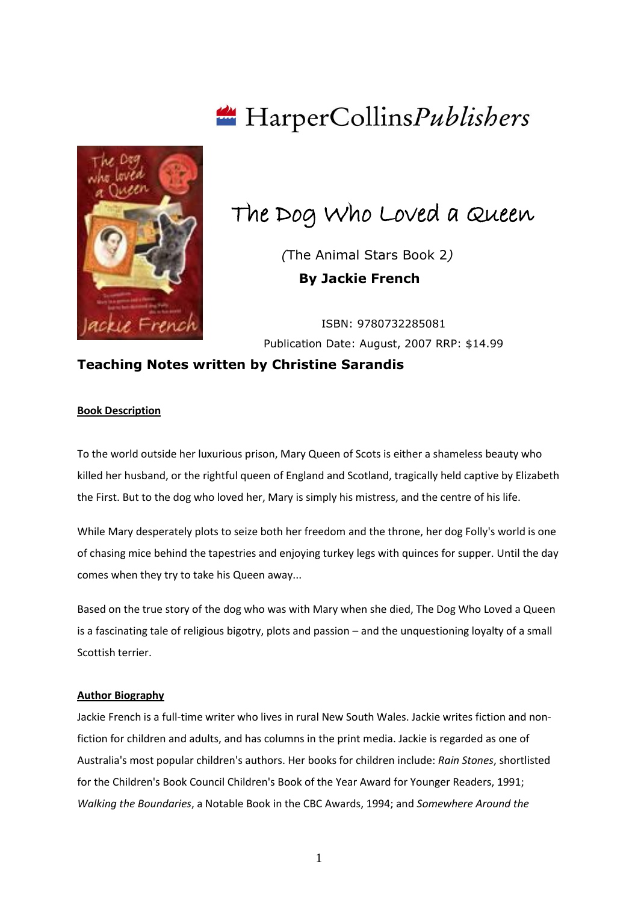HarperCollins*Publishers*

# The Dog Who Loved a Queen

*(*The Animal Stars Book 2*)*

**By Jackie French**

ISBN: 9780732285081

Publication Date: August, 2007 RRP: $14.99

## Teaching Notes written by Christine Sarandis

### Book Description

To the world outside her luxurious prison, Mary Queen of Scots is either a shameless beauty who killed her husband, or the rightful queen of England and Scotland, tragically held captive by Elizabeth the First. But to the dog who loved her, Mary is simply his mistress, and the centre of his life.

While Mary desperately plots to seize both her freedom and the throne, her dog Folly's world is one of chasing mice behind the tapestries and enjoying turkey legs with quinces for supper. Until the day comes when they try to take his Queen away...

Based on the true story of the dog who was with Mary when she died, The Dog Who Loved a Queen is a fascinating tale of religious bigotry, plots and passion – and the unquestioning loyalty of a small Scottish terrier.

### Author Biography

Jackie French is a full-time writer who lives in rural New South Wales. Jackie writes fiction and non-fiction for children and adults, and has columns in the print media. Jackie is regarded as one of Australia's most popular children's authors. Her books for children include: *Rain Stones*, shortlisted for the Children's Book Council Children's Book of the Year Award for Younger Readers, 1991; *Walking the Boundaries*, a Notable Book in the CBC Awards, 1994; and *Somewhere Around the*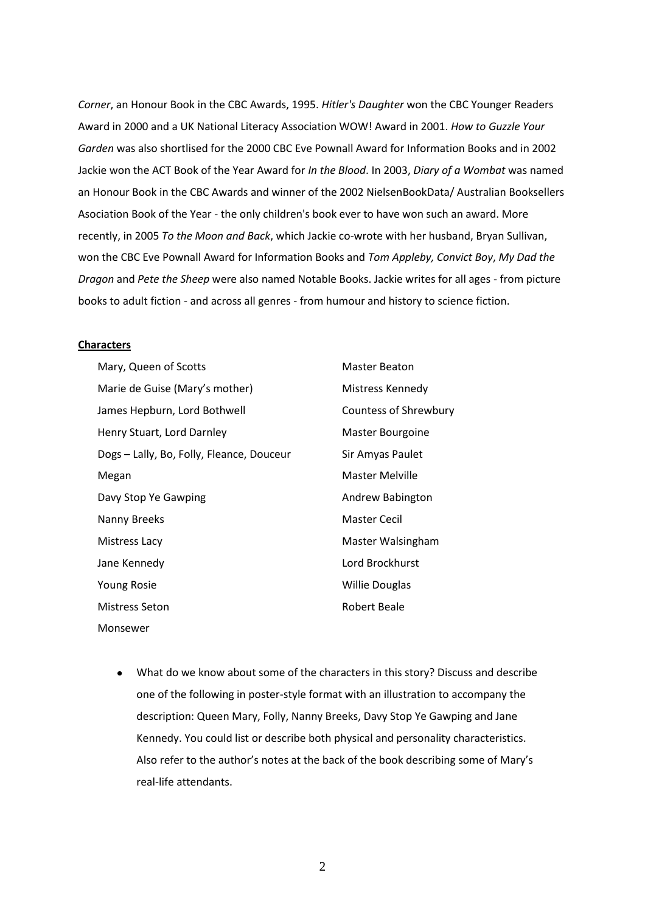*Corner*, an Honour Book in the CBC Awards, 1995. *Hitler's Daughter* won the CBC Younger Readers Award in 2000 and a UK National Literacy Association WOW! Award in 2001. *How to Guzzle Your Garden* was also shortlised for the 2000 CBC Eve Pownall Award for Information Books and in 2002 Jackie won the ACT Book of the Year Award for *In the Blood*. In 2003, *Diary of a Wombat* was named an Honour Book in the CBC Awards and winner of the 2002 NielsenBookData/ Australian Booksellers Asociation Book of the Year - the only children's book ever to have won such an award. More recently, in 2005 *To the Moon and Back*, which Jackie co-wrote with her husband, Bryan Sullivan, won the CBC Eve Pownall Award for Information Books and *Tom Appleby, Convict Boy*, *My Dad the Dragon* and *Pete the Sheep* were also named Notable Books. Jackie writes for all ages - from picture books to adult fiction - and across all genres - from humour and history to science fiction.

**Characters**

Mary, Queen of Scotts
Marie de Guise (Mary's mother)
James Hepburn, Lord Bothwell
Henry Stuart, Lord Darnley
Dogs – Lally, Bo, Folly, Fleance, Douceur
Megan
Davy Stop Ye Gawping
Nanny Breeks
Mistress Lacy
Jane Kennedy
Young Rosie
Mistress Seton
Monsewer
Master Beaton
Mistress Kennedy
Countess of Shrewbury
Master Bourgoine
Sir Amyas Paulet
Master Melville
Andrew Babington
Master Cecil
Master Walsingham
Lord Brockhurst
Willie Douglas
Robert Beale

- What do we know about some of the characters in this story? Discuss and describe one of the following in poster-style format with an illustration to accompany the description: Queen Mary, Folly, Nanny Breeks, Davy Stop Ye Gawping and Jane Kennedy. You could list or describe both physical and personality characteristics. Also refer to the author's notes at the back of the book describing some of Mary's real-life attendants.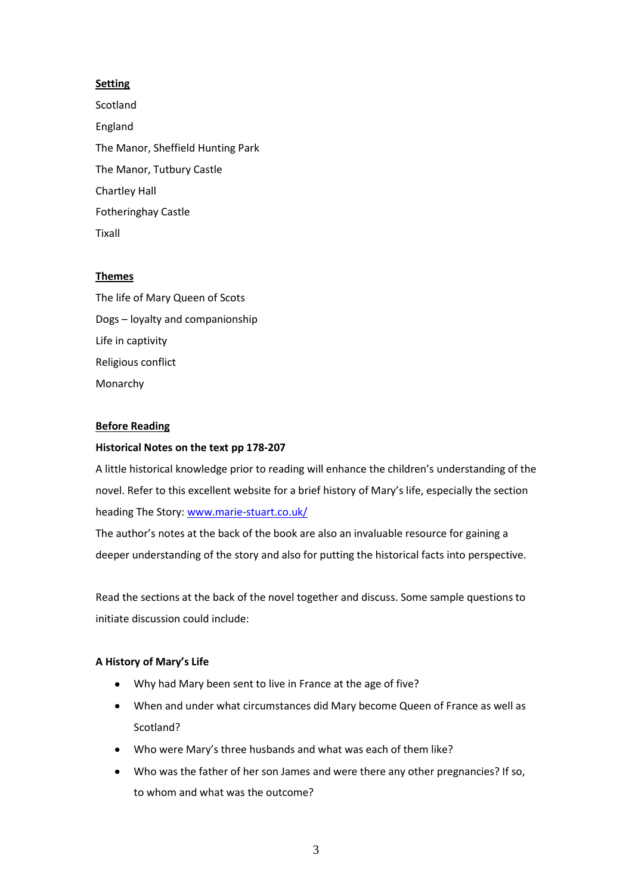**Setting**

Scotland

England

The Manor, Sheffield Hunting Park

The Manor, Tutbury Castle

Chartley Hall

Fotheringhay Castle

Tixall

**Themes**

The life of Mary Queen of Scots

Dogs – loyalty and companionship

Life in captivity

Religious conflict

Monarchy

**Before Reading**

**Historical Notes on the text pp 178-207**

A little historical knowledge prior to reading will enhance the children's understanding of the novel. Refer to this excellent website for a brief history of Mary's life, especially the section heading The Story: [www.marie-stuart.co.uk/](http://www.marie-stuart.co.uk/)

The author's notes at the back of the book are also an invaluable resource for gaining a deeper understanding of the story and also for putting the historical facts into perspective.

Read the sections at the back of the novel together and discuss. Some sample questions to initiate discussion could include:

**A History of Mary's Life**

- Why had Mary been sent to live in France at the age of five?
- When and under what circumstances did Mary become Queen of France as well as Scotland?
- Who were Mary's three husbands and what was each of them like?
- Who was the father of her son James and were there any other pregnancies? If so, to whom and what was the outcome?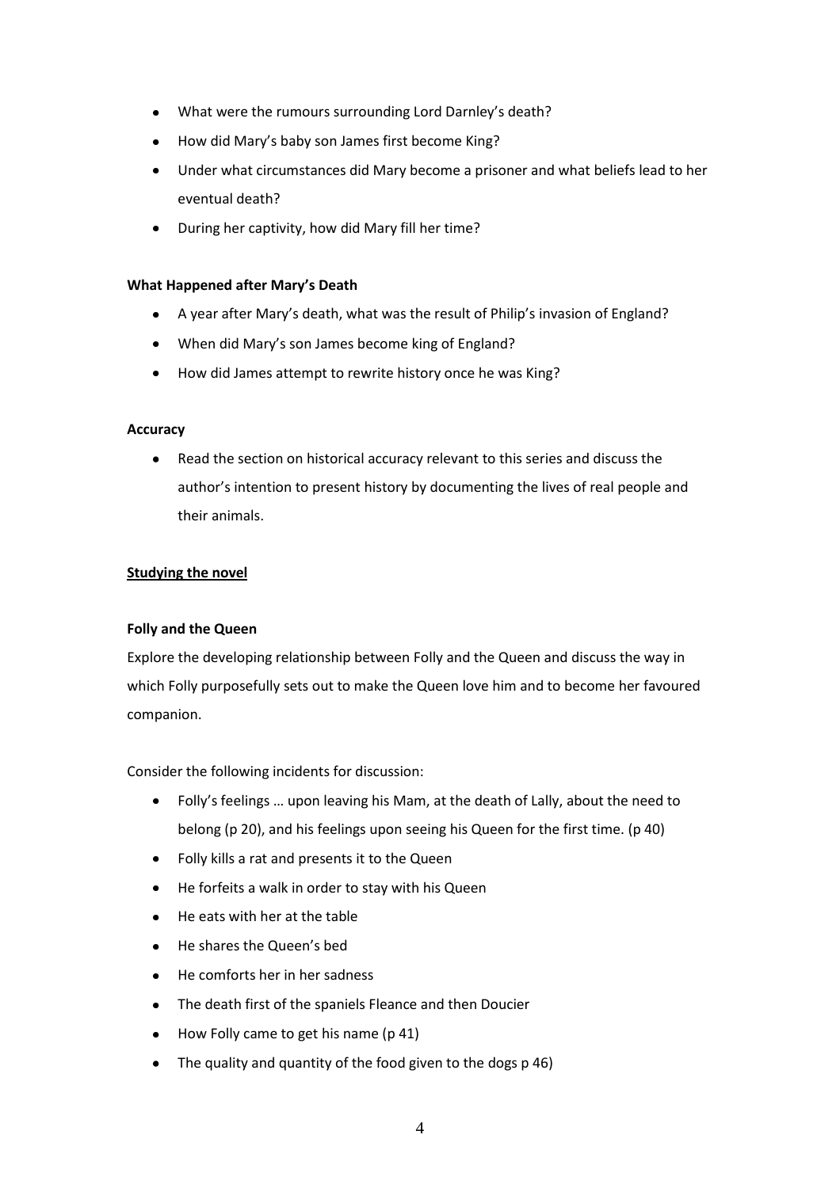- What were the rumours surrounding Lord Darnley's death?
- How did Mary's baby son James first become King?
- Under what circumstances did Mary become a prisoner and what beliefs lead to her eventual death?
- During her captivity, how did Mary fill her time?

**What Happened after Mary's Death**

- A year after Mary's death, what was the result of Philip's invasion of England?
- When did Mary's son James become king of England?
- How did James attempt to rewrite history once he was King?

**Accuracy**

- Read the section on historical accuracy relevant to this series and discuss the author's intention to present history by documenting the lives of real people and their animals.

__Studying the novel__

**Folly and the Queen**

Explore the developing relationship between Folly and the Queen and discuss the way in which Folly purposefully sets out to make the Queen love him and to become her favoured companion.

Consider the following incidents for discussion:

- Folly's feelings … upon leaving his Mam, at the death of Lally, about the need to belong (p 20), and his feelings upon seeing his Queen for the first time. (p 40)
- Folly kills a rat and presents it to the Queen
- He forfeits a walk in order to stay with his Queen
- He eats with her at the table
- He shares the Queen's bed
- He comforts her in her sadness
- The death first of the spaniels Fleance and then Doucier
- How Folly came to get his name (p 41)
- The quality and quantity of the food given to the dogs p 46)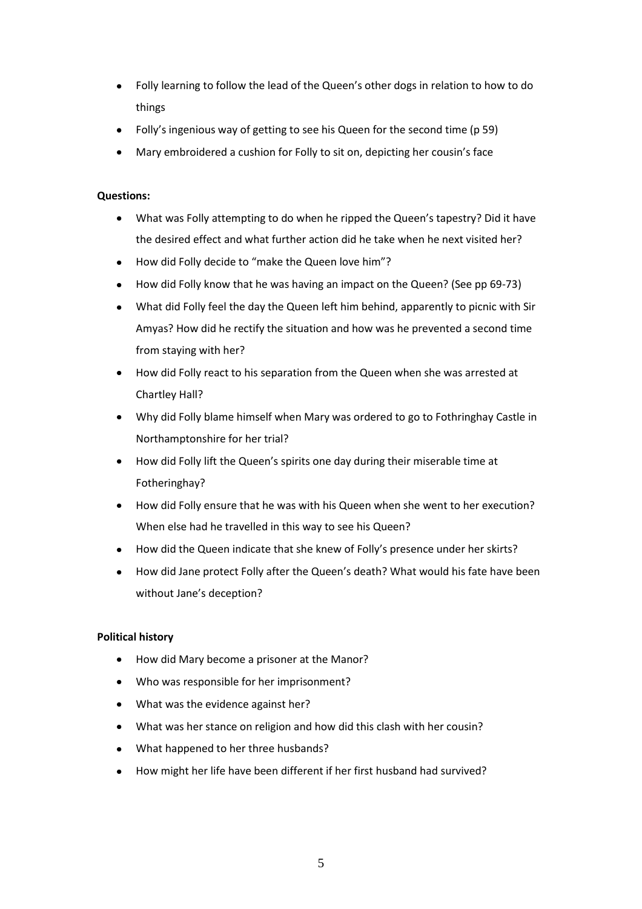- Folly learning to follow the lead of the Queen's other dogs in relation to how to do things
- Folly's ingenious way of getting to see his Queen for the second time (p 59)
- Mary embroidered a cushion for Folly to sit on, depicting her cousin's face

**Questions:**

- What was Folly attempting to do when he ripped the Queen's tapestry? Did it have the desired effect and what further action did he take when he next visited her?
- How did Folly decide to "make the Queen love him"?
- How did Folly know that he was having an impact on the Queen? (See pp 69-73)
- What did Folly feel the day the Queen left him behind, apparently to picnic with Sir Amyas? How did he rectify the situation and how was he prevented a second time from staying with her?
- How did Folly react to his separation from the Queen when she was arrested at Chartley Hall?
- Why did Folly blame himself when Mary was ordered to go to Fothringhay Castle in Northamptonshire for her trial?
- How did Folly lift the Queen's spirits one day during their miserable time at Fotheringhay?
- How did Folly ensure that he was with his Queen when she went to her execution? When else had he travelled in this way to see his Queen?
- How did the Queen indicate that she knew of Folly's presence under her skirts?
- How did Jane protect Folly after the Queen's death? What would his fate have been without Jane's deception?

**Political history**

- How did Mary become a prisoner at the Manor?
- Who was responsible for her imprisonment?
- What was the evidence against her?
- What was her stance on religion and how did this clash with her cousin?
- What happened to her three husbands?
- How might her life have been different if her first husband had survived?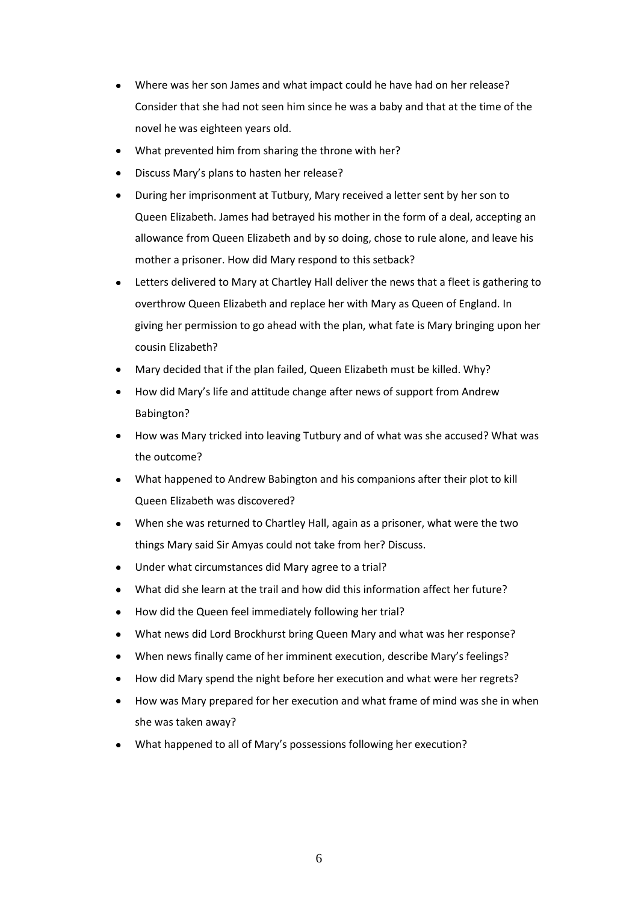- Where was her son James and what impact could he have had on her release? Consider that she had not seen him since he was a baby and that at the time of the novel he was eighteen years old.
- What prevented him from sharing the throne with her?
- Discuss Mary's plans to hasten her release?
- During her imprisonment at Tutbury, Mary received a letter sent by her son to Queen Elizabeth. James had betrayed his mother in the form of a deal, accepting an allowance from Queen Elizabeth and by so doing, chose to rule alone, and leave his mother a prisoner. How did Mary respond to this setback?
- Letters delivered to Mary at Chartley Hall deliver the news that a fleet is gathering to overthrow Queen Elizabeth and replace her with Mary as Queen of England. In giving her permission to go ahead with the plan, what fate is Mary bringing upon her cousin Elizabeth?
- Mary decided that if the plan failed, Queen Elizabeth must be killed. Why?
- How did Mary's life and attitude change after news of support from Andrew Babington?
- How was Mary tricked into leaving Tutbury and of what was she accused? What was the outcome?
- What happened to Andrew Babington and his companions after their plot to kill Queen Elizabeth was discovered?
- When she was returned to Chartley Hall, again as a prisoner, what were the two things Mary said Sir Amyas could not take from her? Discuss.
- Under what circumstances did Mary agree to a trial?
- What did she learn at the trail and how did this information affect her future?
- How did the Queen feel immediately following her trial?
- What news did Lord Brockhurst bring Queen Mary and what was her response?
- When news finally came of her imminent execution, describe Mary's feelings?
- How did Mary spend the night before her execution and what were her regrets?
- How was Mary prepared for her execution and what frame of mind was she in when she was taken away?
- What happened to all of Mary's possessions following her execution?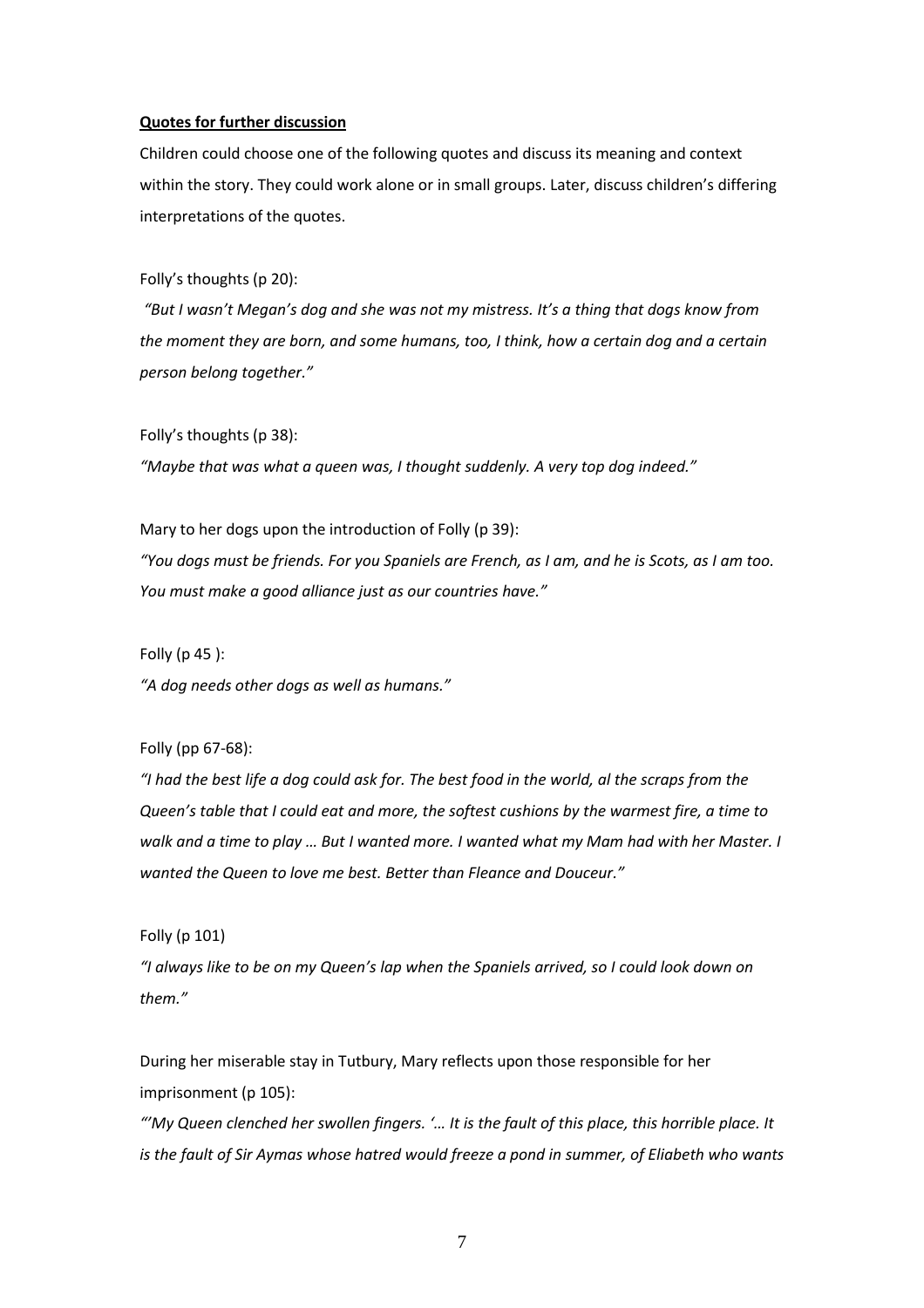**Quotes for further discussion**

Children could choose one of the following quotes and discuss its meaning and context within the story. They could work alone or in small groups. Later, discuss children's differing interpretations of the quotes.

Folly's thoughts (p 20):

*"But I wasn't Megan's dog and she was not my mistress. It's a thing that dogs know from the moment they are born, and some humans, too, I think, how a certain dog and a certain person belong together."*

Folly's thoughts (p 38):

*"Maybe that was what a queen was, I thought suddenly. A very top dog indeed."*

Mary to her dogs upon the introduction of Folly (p 39):

*"You dogs must be friends. For you Spaniels are French, as I am, and he is Scots, as I am too. You must make a good alliance just as our countries have."*

Folly (p 45 ):

*"A dog needs other dogs as well as humans."*

Folly (pp 67-68):

*"I had the best life a dog could ask for. The best food in the world, al the scraps from the Queen's table that I could eat and more, the softest cushions by the warmest fire, a time to walk and a time to play … But I wanted more. I wanted what my Mam had with her Master. I wanted the Queen to love me best. Better than Fleance and Douceur."*

Folly (p 101)

*"I always like to be on my Queen's lap when the Spaniels arrived, so I could look down on them."*

During her miserable stay in Tutbury, Mary reflects upon those responsible for her imprisonment (p 105):

*"'My Queen clenched her swollen fingers. '… It is the fault of this place, this horrible place. It is the fault of Sir Aymas whose hatred would freeze a pond in summer, of Eliabeth who wants*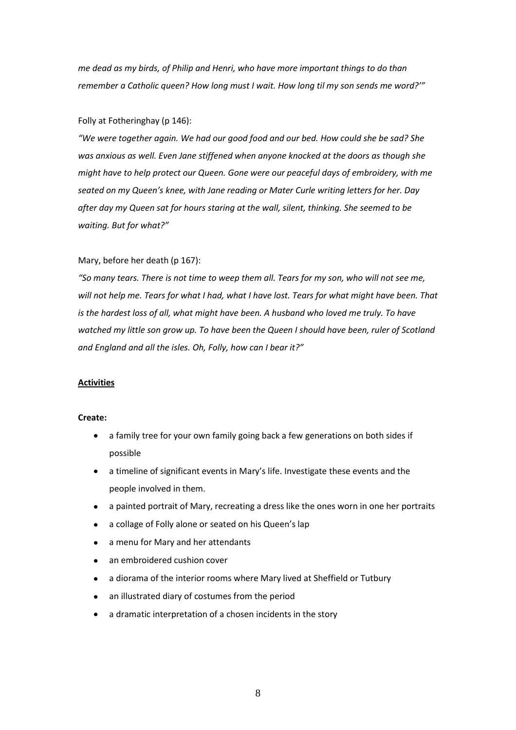*me dead as my birds, of Philip and Henri, who have more important things to do than remember a Catholic queen? How long must I wait. How long til my son sends me word?'"*

Folly at Fotheringhay (p 146):

*"We were together again. We had our good food and our bed. How could she be sad? She was anxious as well. Even Jane stiffened when anyone knocked at the doors as though she might have to help protect our Queen. Gone were our peaceful days of embroidery, with me seated on my Queen's knee, with Jane reading or Mater Curle writing letters for her. Day after day my Queen sat for hours staring at the wall, silent, thinking. She seemed to be waiting. But for what?"*

Mary, before her death (p 167):

*"So many tears. There is not time to weep them all. Tears for my son, who will not see me, will not help me. Tears for what I had, what I have lost. Tears for what might have been. That is the hardest loss of all, what might have been. A husband who loved me truly. To have watched my little son grow up. To have been the Queen I should have been, ruler of Scotland and England and all the isles. Oh, Folly, how can I bear it?"*

## Activities

**Create:**

- a family tree for your own family going back a few generations on both sides if possible
- a timeline of significant events in Mary's life. Investigate these events and the people involved in them.
- a painted portrait of Mary, recreating a dress like the ones worn in one her portraits
- a collage of Folly alone or seated on his Queen's lap
- a menu for Mary and her attendants
- an embroidered cushion cover
- a diorama of the interior rooms where Mary lived at Sheffield or Tutbury
- an illustrated diary of costumes from the period
- a dramatic interpretation of a chosen incidents in the story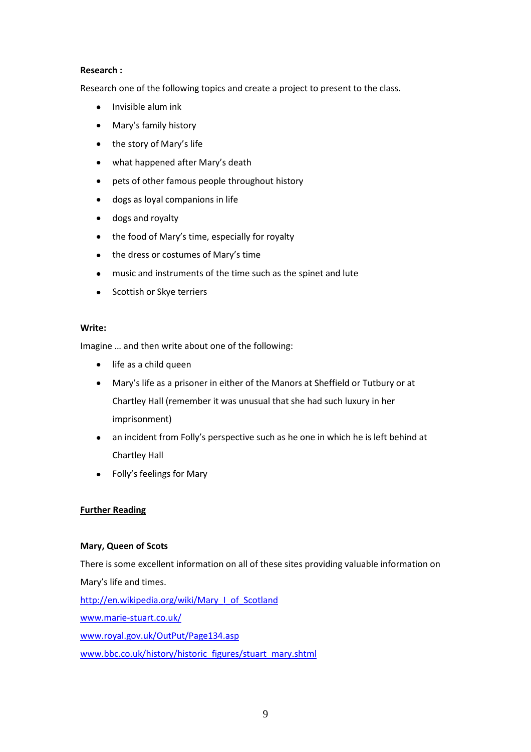**Research :**

Research one of the following topics and create a project to present to the class.

- Invisible alum ink
- Mary's family history
- the story of Mary's life
- what happened after Mary's death
- pets of other famous people throughout history
- dogs as loyal companions in life
- dogs and royalty
- the food of Mary's time, especially for royalty
- the dress or costumes of Mary's time
- music and instruments of the time such as the spinet and lute
- Scottish or Skye terriers

**Write:**

Imagine … and then write about one of the following:

- life as a child queen
- Mary's life as a prisoner in either of the Manors at Sheffield or Tutbury or at Chartley Hall (remember it was unusual that she had such luxury in her imprisonment)
- an incident from Folly's perspective such as he one in which he is left behind at Chartley Hall
- Folly's feelings for Mary

**Further Reading**

**Mary, Queen of Scots**

There is some excellent information on all of these sites providing valuable information on Mary's life and times.

http://en.wikipedia.org/wiki/Mary_I_of_Scotland

www.marie-stuart.co.uk/

www.royal.gov.uk/OutPut/Page134.asp

www.bbc.co.uk/history/historic_figures/stuart_mary.shtml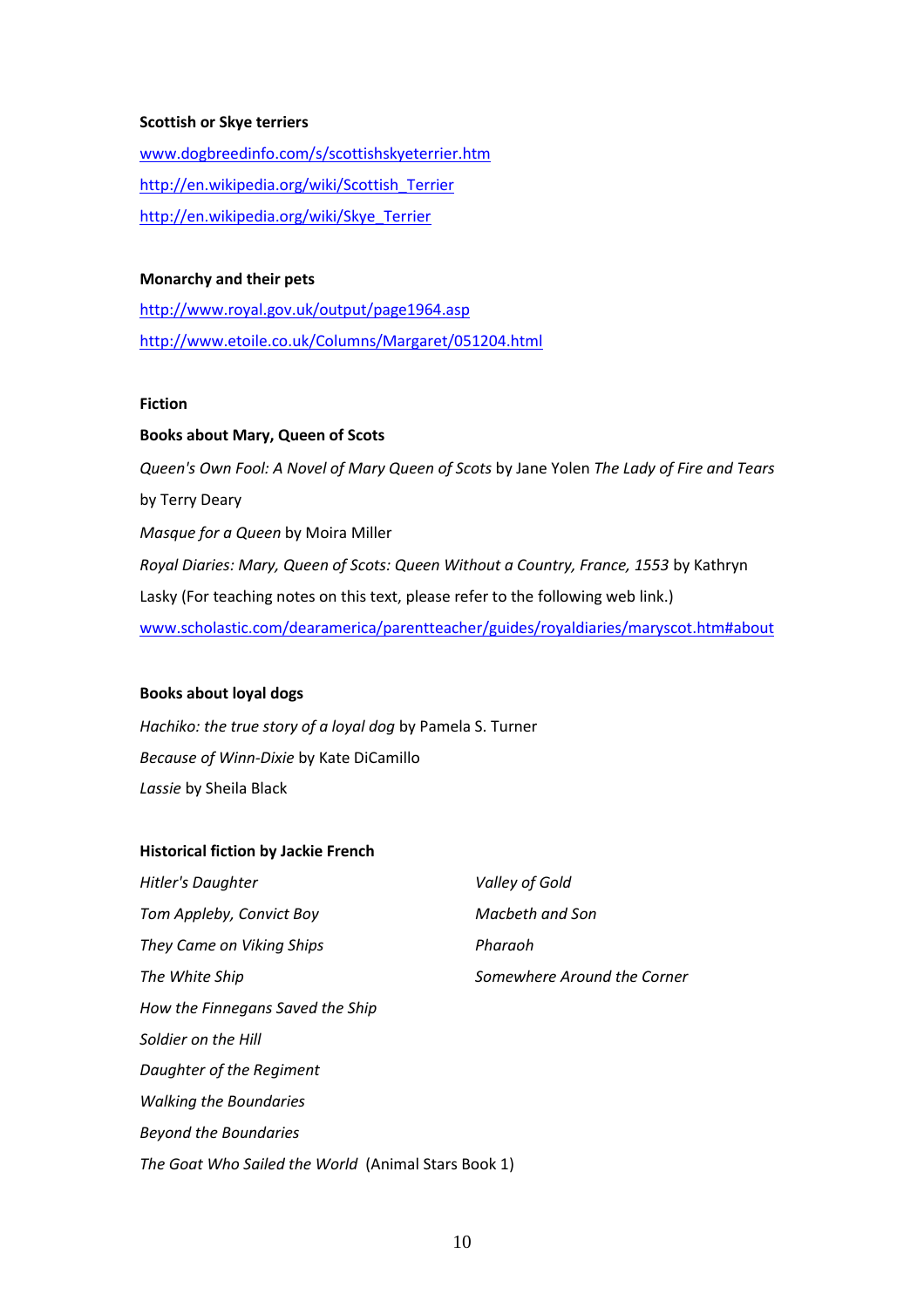**Scottish or Skye terriers**

www.dogbreedinfo.com/s/scottishskyeterrier.htm

http://en.wikipedia.org/wiki/Scottish_Terrier

http://en.wikipedia.org/wiki/Skye_Terrier

**Monarchy and their pets**

http://www.royal.gov.uk/output/page1964.asp

http://www.etoile.co.uk/Columns/Margaret/051204.html

**Fiction**

**Books about Mary, Queen of Scots**

*Queen's Own Fool: A Novel of Mary Queen of Scots* by Jane Yolen *The Lady of Fire and Tears* by Terry Deary

*Masque for a Queen* by Moira Miller

*Royal Diaries: Mary, Queen of Scots: Queen Without a Country, France, 1553* by Kathryn Lasky (For teaching notes on this text, please refer to the following web link.)

www.scholastic.com/dearamerica/parentteacher/guides/royaldiaries/maryscot.htm#about

**Books about loyal dogs**

*Hachiko: the true story of a loyal dog* by Pamela S. Turner

*Because of Winn-Dixie* by Kate DiCamillo

*Lassie* by Sheila Black

**Historical fiction by Jackie French**

*Hitler's Daughter*

*Tom Appleby, Convict Boy*

*They Came on Viking Ships*

*The White Ship*

*How the Finnegans Saved the Ship*

*Soldier on the Hill*

*Daughter of the Regiment*

*Walking the Boundaries*

*Beyond the Boundaries*

*The Goat Who Sailed the World* (Animal Stars Book 1)

*Valley of Gold*

*Macbeth and Son*

*Pharaoh*

*Somewhere Around the Corner*